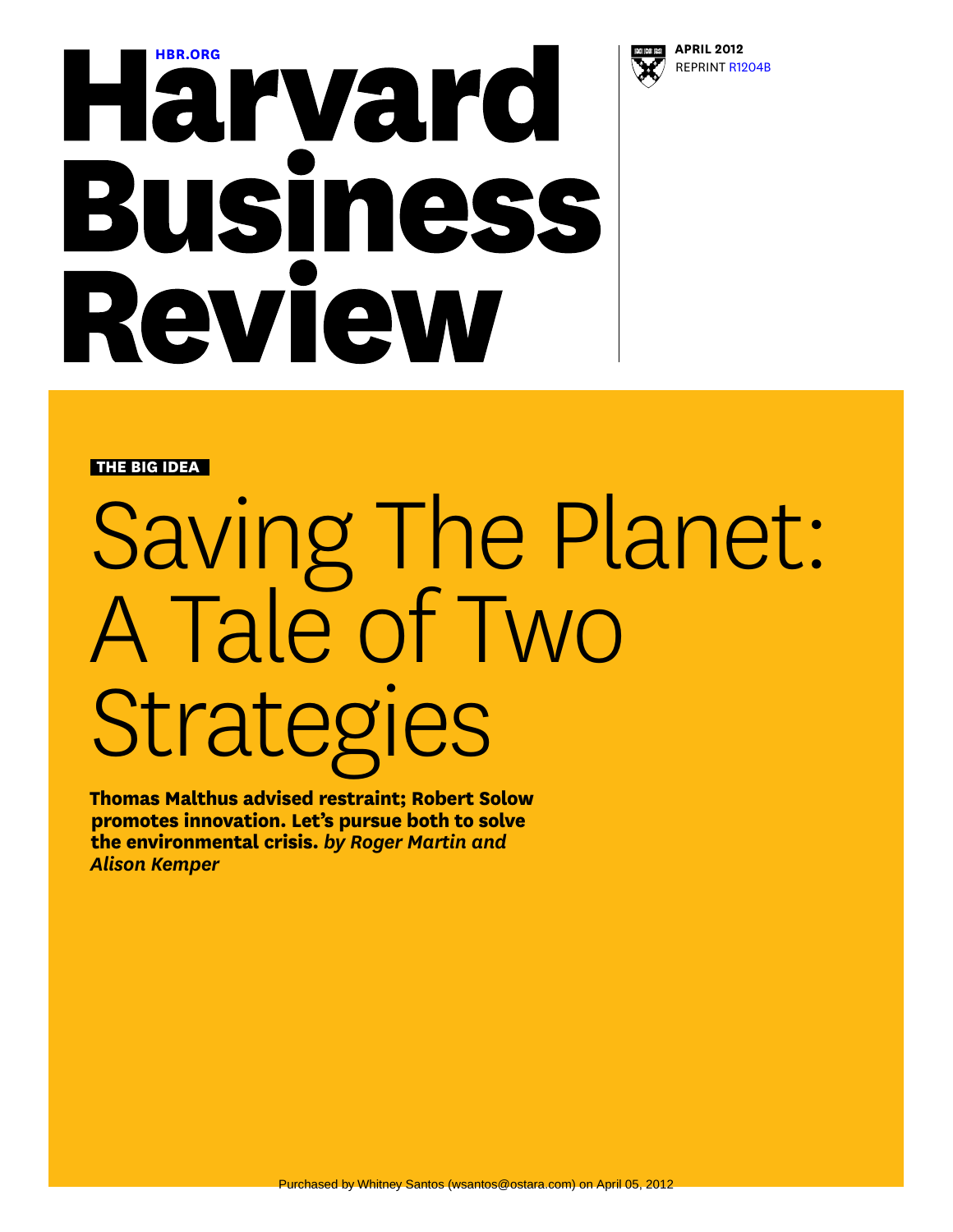HBR.ORG

# Harvard Business Review

**APRIL 2012**
REPRINT R1204B

**THE BIG IDEA**

# Saving The Planet: A Tale of Two Strategies

**Thomas Malthus advised restraint; Robert Solow promotes innovation. Let's pursue both to solve the environmental crisis.** ***by Roger Martin and Alison Kemper***

Purchased by Whitney Santos (wsantos@ostara.com) on April 05, 2012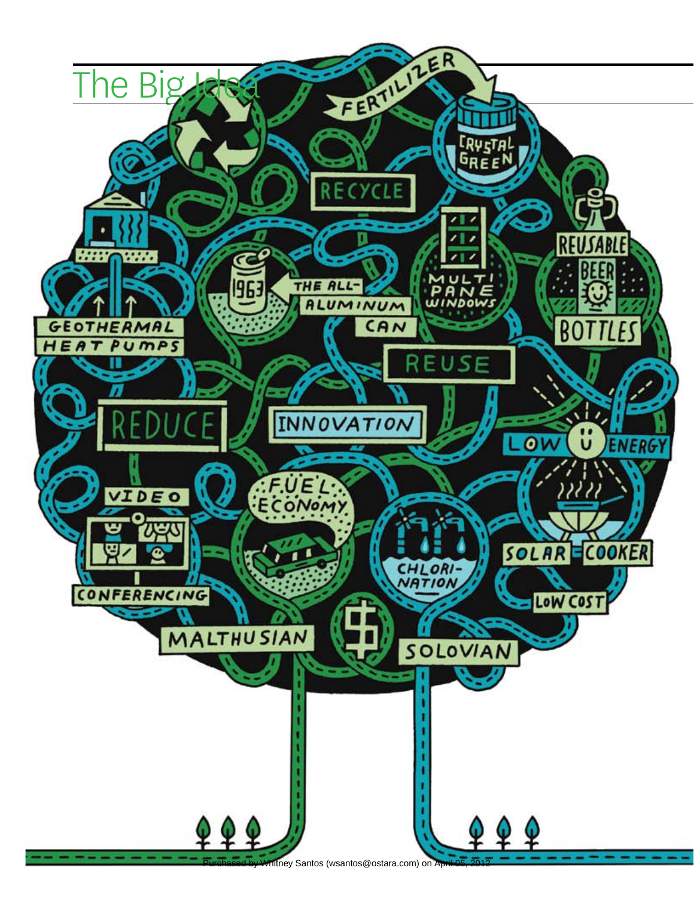## The Big Idea

FERTILIZER

CRYSTAL GREEN

RECYCLE

REUSABLE BEER BOTTLES

1963

THE ALL-ALUMINUM CAN

MULTI PANE WINDOWS

GEOTHERMAL HEAT PUMPS

REUSE

REDUCE

INNOVATION

LOW ENERGY

VIDEO CONFERENCING

FUEL ECONOMY

CHLORINATION

SOLAR COOKER

LOW COST

MALTHUSIAN

$

SOLOVIAN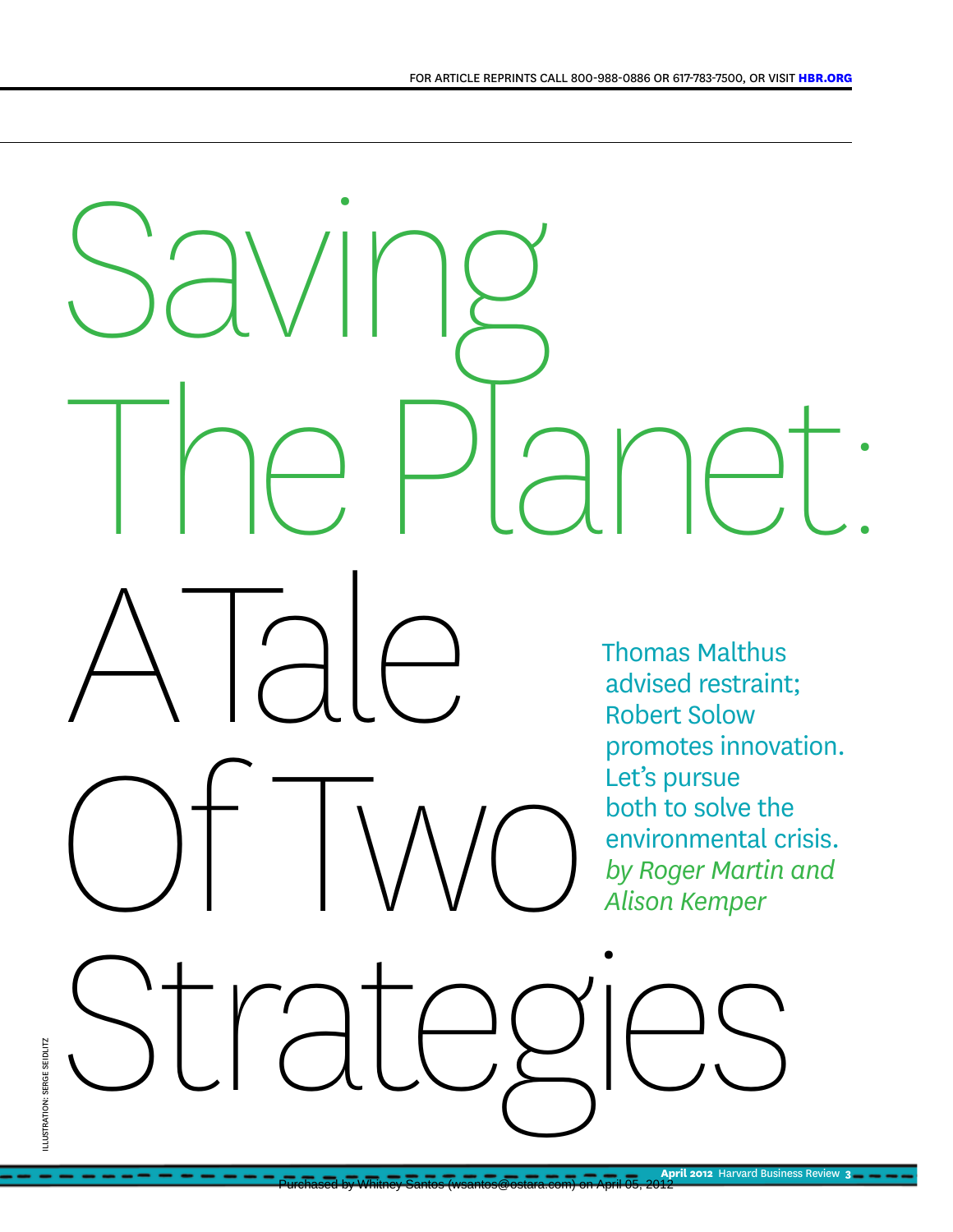# Saving The Planet: A Tale Of Two Strategies

Thomas Malthus advised restraint; Robert Solow promotes innovation. Let's pursue both to solve the environmental crisis.

*by Roger Martin and Alison Kemper*

ILLUSTRATION: SERGE SEIDLITZ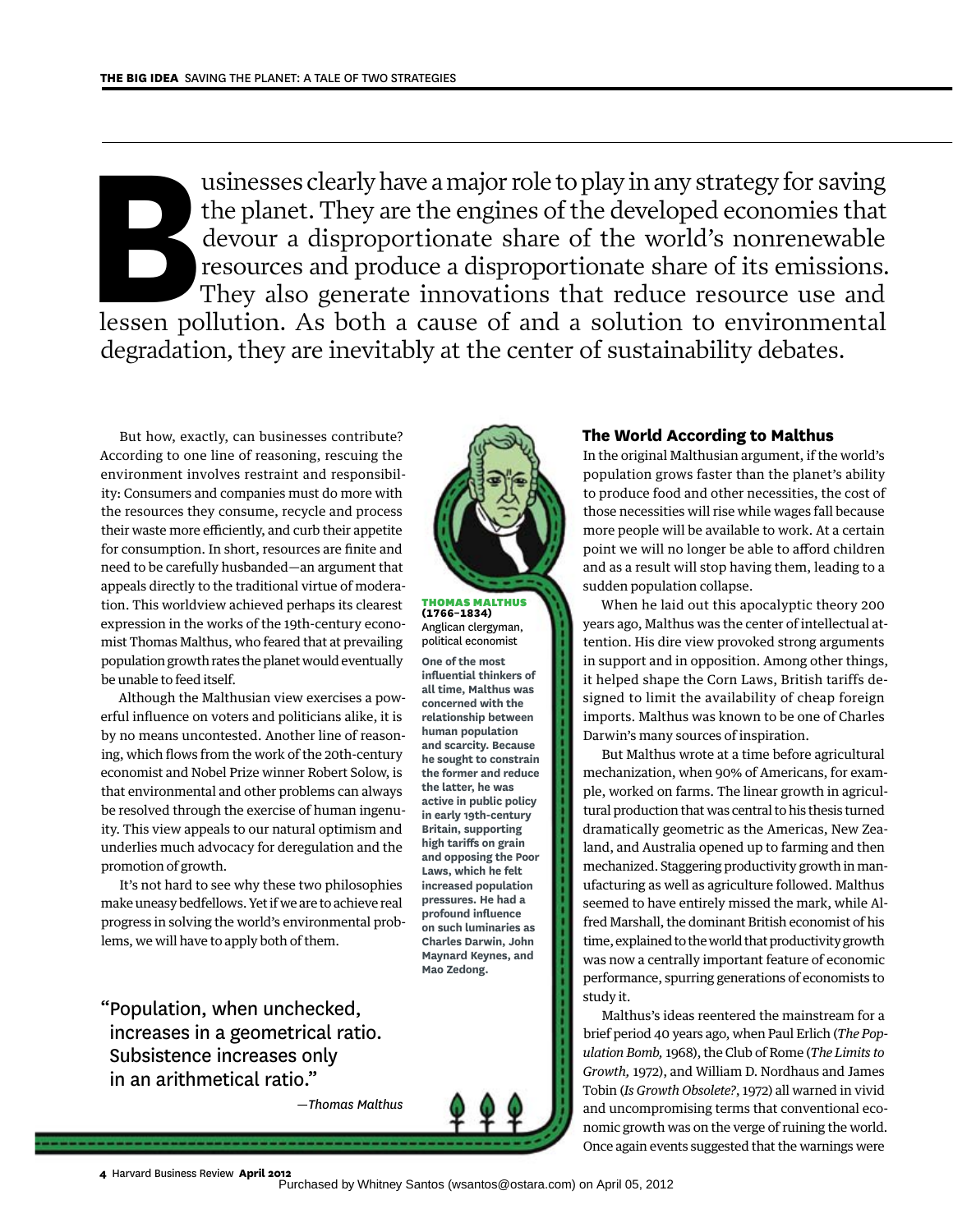Businesses clearly have a major role to play in any strategy for saving the planet. They are the engines of the developed economies that devour a disproportionate share of the world's nonrenewable resources and produce a disproportionate share of its emissions. They also generate innovations that reduce resource use and lessen pollution. As both a cause of and a solution to environmental degradation, they are inevitably at the center of sustainability debates.

But how, exactly, can businesses contribute? According to one line of reasoning, rescuing the environment involves restraint and responsibility: Consumers and companies must do more with the resources they consume, recycle and process their waste more efficiently, and curb their appetite for consumption. In short, resources are finite and need to be carefully husbanded—an argument that appeals directly to the traditional virtue of moderation. This worldview achieved perhaps its clearest expression in the works of the 19th-century economist Thomas Malthus, who feared that at prevailing population growth rates the planet would eventually be unable to feed itself.

Although the Malthusian view exercises a powerful influence on voters and politicians alike, it is by no means uncontested. Another line of reasoning, which flows from the work of the 20th-century economist and Nobel Prize winner Robert Solow, is that environmental and other problems can always be resolved through the exercise of human ingenuity. This view appeals to our natural optimism and underlies much advocacy for deregulation and the promotion of growth.

It's not hard to see why these two philosophies make uneasy bedfellows. Yet if we are to achieve real progress in solving the world's environmental problems, we will have to apply both of them.

> "Population, when unchecked, increases in a geometrical ratio. Subsistence increases only in an arithmetical ratio."
>
> —*Thomas Malthus*

**THOMAS MALTHUS (1766–1834)**
Anglican clergyman, political economist

**One of the most influential thinkers of all time, Malthus was concerned with the relationship between human population and scarcity. Because he sought to constrain the former and reduce the latter, he was active in public policy in early 19th-century Britain, supporting high tariffs on grain and opposing the Poor Laws, which he felt increased population pressures. He had a profound influence on such luminaries as Charles Darwin, John Maynard Keynes, and Mao Zedong.**

## The World According to Malthus

In the original Malthusian argument, if the world's population grows faster than the planet's ability to produce food and other necessities, the cost of those necessities will rise while wages fall because more people will be available to work. At a certain point we will no longer be able to afford children and as a result will stop having them, leading to a sudden population collapse.

When he laid out this apocalyptic theory 200 years ago, Malthus was the center of intellectual attention. His dire view provoked strong arguments in support and in opposition. Among other things, it helped shape the Corn Laws, British tariffs designed to limit the availability of cheap foreign imports. Malthus was known to be one of Charles Darwin's many sources of inspiration.

But Malthus wrote at a time before agricultural mechanization, when 90% of Americans, for example, worked on farms. The linear growth in agricultural production that was central to his thesis turned dramatically geometric as the Americas, New Zealand, and Australia opened up to farming and then mechanized. Staggering productivity growth in manufacturing as well as agriculture followed. Malthus seemed to have entirely missed the mark, while Alfred Marshall, the dominant British economist of his time, explained to the world that productivity growth was now a centrally important feature of economic performance, spurring generations of economists to study it.

Malthus's ideas reentered the mainstream for a brief period 40 years ago, when Paul Erlich (*The Population Bomb,* 1968), the Club of Rome (*The Limits to Growth,* 1972), and William D. Nordhaus and James Tobin (*Is Growth Obsolete?*, 1972) all warned in vivid and uncompromising terms that conventional economic growth was on the verge of ruining the world. Once again events suggested that the warnings were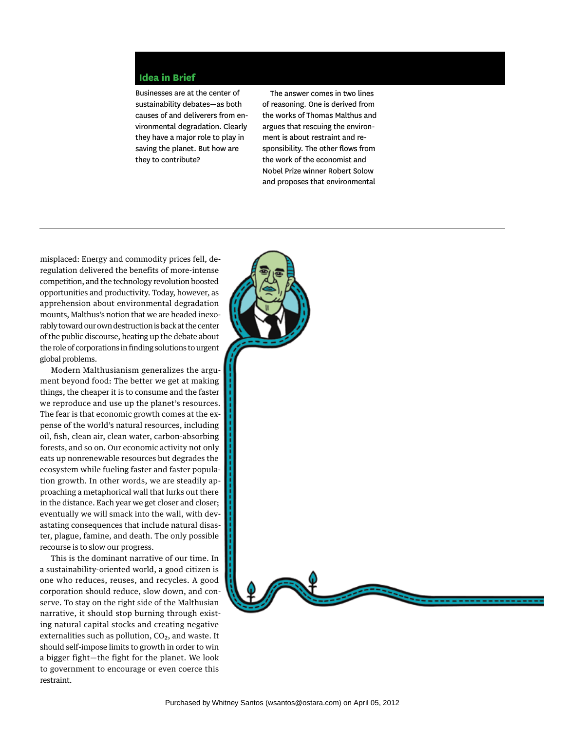## Idea in Brief

Businesses are at the center of sustainability debates—as both causes of and deliverers from environmental degradation. Clearly they have a major role to play in saving the planet. But how are they to contribute?

The answer comes in two lines of reasoning. One is derived from the works of Thomas Malthus and argues that rescuing the environment is about restraint and responsibility. The other flows from the work of the economist and Nobel Prize winner Robert Solow and proposes that environmental

---

misplaced: Energy and commodity prices fell, deregulation delivered the benefits of more-intense competition, and the technology revolution boosted opportunities and productivity. Today, however, as apprehension about environmental degradation mounts, Malthus's notion that we are headed inexorably toward our own destruction is back at the center of the public discourse, heating up the debate about the role of corporations in finding solutions to urgent global problems.

Modern Malthusianism generalizes the argument beyond food: The better we get at making things, the cheaper it is to consume and the faster we reproduce and use up the planet's resources. The fear is that economic growth comes at the expense of the world's natural resources, including oil, fish, clean air, clean water, carbon-absorbing forests, and so on. Our economic activity not only eats up nonrenewable resources but degrades the ecosystem while fueling faster and faster population growth. In other words, we are steadily approaching a metaphorical wall that lurks out there in the distance. Each year we get closer and closer; eventually we will smack into the wall, with devastating consequences that include natural disaster, plague, famine, and death. The only possible recourse is to slow our progress.

This is the dominant narrative of our time. In a sustainability-oriented world, a good citizen is one who reduces, reuses, and recycles. A good corporation should reduce, slow down, and conserve. To stay on the right side of the Malthusian narrative, it should stop burning through existing natural capital stocks and creating negative externalities such as pollution, $CO_2$, and waste. It should self-impose limits to growth in order to win a bigger fight—the fight for the planet. We look to government to encourage or even coerce this restraint.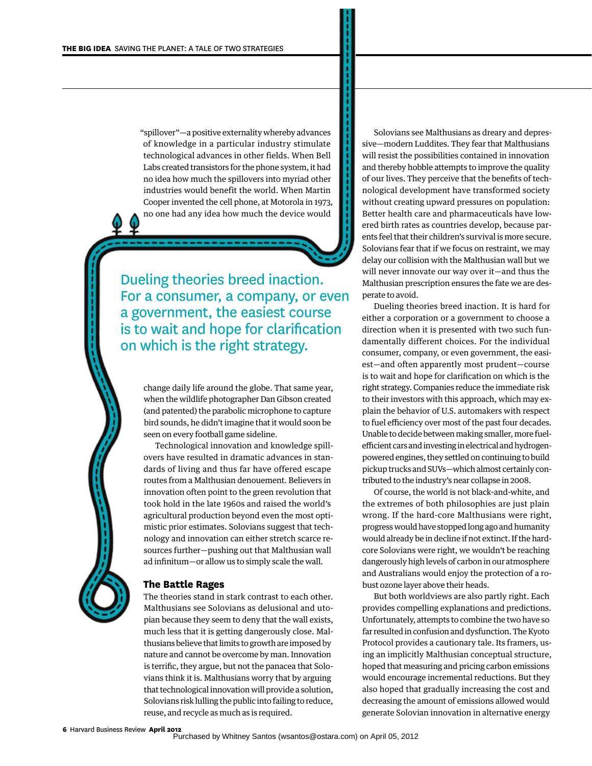"spillover"—a positive externality whereby advances of knowledge in a particular industry stimulate technological advances in other fields. When Bell Labs created transistors for the phone system, it had no idea how much the spillovers into myriad other industries would benefit the world. When Martin Cooper invented the cell phone, at Motorola in 1973, no one had any idea how much the device would change daily life around the globe. That same year, when the wildlife photographer Dan Gibson created (and patented) the parabolic microphone to capture bird sounds, he didn't imagine that it would soon be seen on every football game sideline.

> Dueling theories breed inaction. For a consumer, a company, or even a government, the easiest course is to wait and hope for clarification on which is the right strategy.

Technological innovation and knowledge spillovers have resulted in dramatic advances in standards of living and thus far have offered escape routes from a Malthusian denouement. Believers in innovation often point to the green revolution that took hold in the late 1960s and raised the world's agricultural production beyond even the most optimistic prior estimates. Solovians suggest that technology and innovation can either stretch scarce resources further—pushing out that Malthusian wall ad infinitum—or allow us to simply scale the wall.

### The Battle Rages

The theories stand in stark contrast to each other. Malthusians see Solovians as delusional and utopian because they seem to deny that the wall exists, much less that it is getting dangerously close. Malthusians believe that limits to growth are imposed by nature and cannot be overcome by man. Innovation is terrific, they argue, but not the panacea that Solovians think it is. Malthusians worry that by arguing that technological innovation will provide a solution, Solovians risk lulling the public into failing to reduce, reuse, and recycle as much as is required.

Solovians see Malthusians as dreary and depressive—modern Luddites. They fear that Malthusians will resist the possibilities contained in innovation and thereby hobble attempts to improve the quality of our lives. They perceive that the benefits of technological development have transformed society without creating upward pressures on population: Better health care and pharmaceuticals have lowered birth rates as countries develop, because parents feel that their children's survival is more secure. Solovians fear that if we focus on restraint, we may delay our collision with the Malthusian wall but we will never innovate our way over it—and thus the Malthusian prescription ensures the fate we are desperate to avoid.

Dueling theories breed inaction. It is hard for either a corporation or a government to choose a direction when it is presented with two such fundamentally different choices. For the individual consumer, company, or even government, the easiest—and often apparently most prudent—course is to wait and hope for clarification on which is the right strategy. Companies reduce the immediate risk to their investors with this approach, which may explain the behavior of U.S. automakers with respect to fuel efficiency over most of the past four decades. Unable to decide between making smaller, more fuel-efficient cars and investing in electrical and hydrogen-powered engines, they settled on continuing to build pickup trucks and SUVs—which almost certainly contributed to the industry's near collapse in 2008.

Of course, the world is not black-and-white, and the extremes of both philosophies are just plain wrong. If the hard-core Malthusians were right, progress would have stopped long ago and humanity would already be in decline if not extinct. If the hard-core Solovians were right, we wouldn't be reaching dangerously high levels of carbon in our atmosphere and Australians would enjoy the protection of a robust ozone layer above their heads.

But both worldviews are also partly right. Each provides compelling explanations and predictions. Unfortunately, attempts to combine the two have so far resulted in confusion and dysfunction. The Kyoto Protocol provides a cautionary tale. Its framers, using an implicitly Malthusian conceptual structure, hoped that measuring and pricing carbon emissions would encourage incremental reductions. But they also hoped that gradually increasing the cost and decreasing the amount of emissions allowed would generate Solovian innovation in alternative energy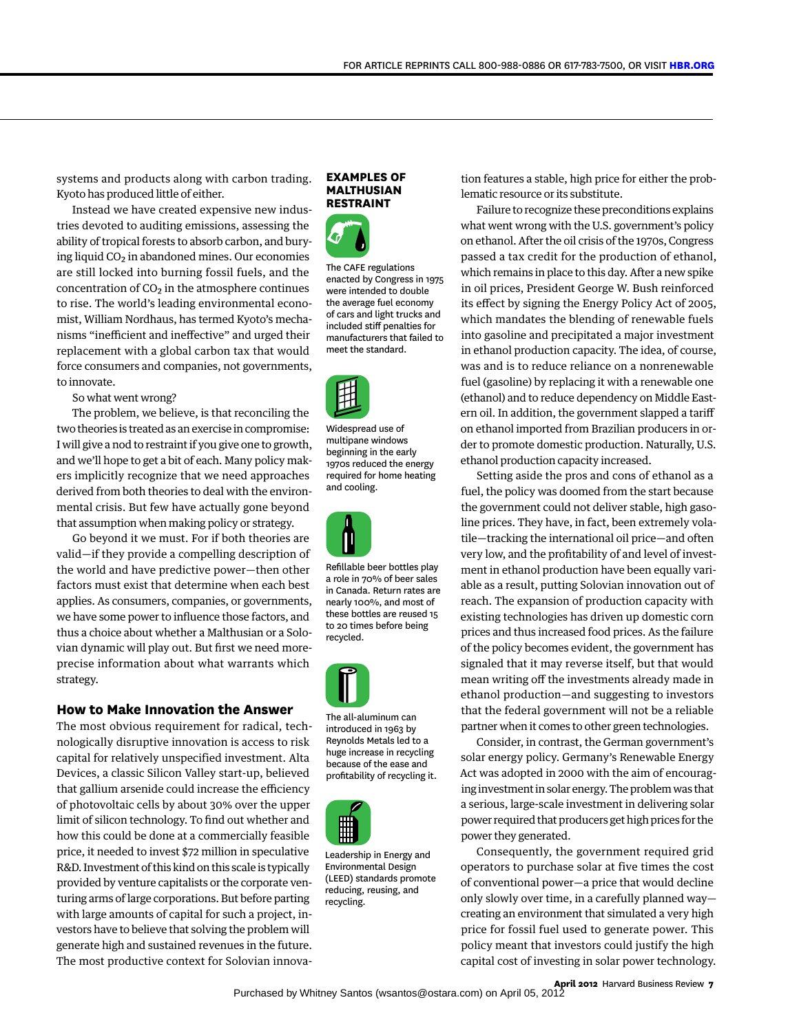systems and products along with carbon trading. Kyoto has produced little of either.

Instead we have created expensive new industries devoted to auditing emissions, assessing the ability of tropical forests to absorb carbon, and burying liquid $CO_2$ in abandoned mines. Our economies are still locked into burning fossil fuels, and the concentration of $CO_2$ in the atmosphere continues to rise. The world's leading environmental economist, William Nordhaus, has termed Kyoto's mechanisms "inefficient and ineffective" and urged their replacement with a global carbon tax that would force consumers and companies, not governments, to innovate.

So what went wrong?

The problem, we believe, is that reconciling the two theories is treated as an exercise in compromise: I will give a nod to restraint if you give one to growth, and we'll hope to get a bit of each. Many policy makers implicitly recognize that we need approaches derived from both theories to deal with the environmental crisis. But few have actually gone beyond that assumption when making policy or strategy.

Go beyond it we must. For if both theories are valid—if they provide a compelling description of the world and have predictive power—then other factors must exist that determine when each best applies. As consumers, companies, or governments, we have some power to influence those factors, and thus a choice about whether a Malthusian or a Solovian dynamic will play out. But first we need more-precise information about what warrants which strategy.

### How to Make Innovation the Answer

The most obvious requirement for radical, technologically disruptive innovation is access to risk capital for relatively unspecified investment. Alta Devices, a classic Silicon Valley start-up, believed that gallium arsenide could increase the efficiency of photovoltaic cells by about 30% over the upper limit of silicon technology. To find out whether and how this could be done at a commercially feasible price, it needed to invest $72 million in speculative R&D. Investment of this kind on this scale is typically provided by venture capitalists or the corporate venturing arms of large corporations. But before parting with large amounts of capital for such a project, investors have to believe that solving the problem will generate high and sustained revenues in the future. The most productive context for Solovian innovation features a stable, high price for either the problematic resource or its substitute.

Failure to recognize these preconditions explains what went wrong with the U.S. government's policy on ethanol. After the oil crisis of the 1970s, Congress passed a tax credit for the production of ethanol, which remains in place to this day. After a new spike in oil prices, President George W. Bush reinforced its effect by signing the Energy Policy Act of 2005, which mandates the blending of renewable fuels into gasoline and precipitated a major investment in ethanol production capacity. The idea, of course, was and is to reduce reliance on a nonrenewable fuel (gasoline) by replacing it with a renewable one (ethanol) and to reduce dependency on Middle Eastern oil. In addition, the government slapped a tariff on ethanol imported from Brazilian producers in order to promote domestic production. Naturally, U.S. ethanol production capacity increased.

Setting aside the pros and cons of ethanol as a fuel, the policy was doomed from the start because the government could not deliver stable, high gasoline prices. They have, in fact, been extremely volatile—tracking the international oil price—and often very low, and the profitability of and level of investment in ethanol production have been equally variable as a result, putting Solovian innovation out of reach. The expansion of production capacity with existing technologies has driven up domestic corn prices and thus increased food prices. As the failure of the policy becomes evident, the government has signaled that it may reverse itself, but that would mean writing off the investments already made in ethanol production—and suggesting to investors that the federal government will not be a reliable partner when it comes to other green technologies.

Consider, in contrast, the German government's solar energy policy. Germany's Renewable Energy Act was adopted in 2000 with the aim of encouraging investment in solar energy. The problem was that a serious, large-scale investment in delivering solar power required that producers get high prices for the power they generated.

Consequently, the government required grid operators to purchase solar at five times the cost of conventional power—a price that would decline only slowly over time, in a carefully planned way—creating an environment that simulated a very high price for fossil fuel used to generate power. This policy meant that investors could justify the high capital cost of investing in solar power technology.

---

**EXAMPLES OF MALTHUSIAN RESTRAINT**

The CAFE regulations enacted by Congress in 1975 were intended to double the average fuel economy of cars and light trucks and included stiff penalties for manufacturers that failed to meet the standard.

Widespread use of multipane windows beginning in the early 1970s reduced the energy required for home heating and cooling.

Refillable beer bottles play a role in 70% of beer sales in Canada. Return rates are nearly 100%, and most of these bottles are reused 15 to 20 times before being recycled.

The all-aluminum can introduced in 1963 by Reynolds Metals led to a huge increase in recycling because of the ease and profitability of recycling it.

Leadership in Energy and Environmental Design (LEED) standards promote reducing, reusing, and recycling.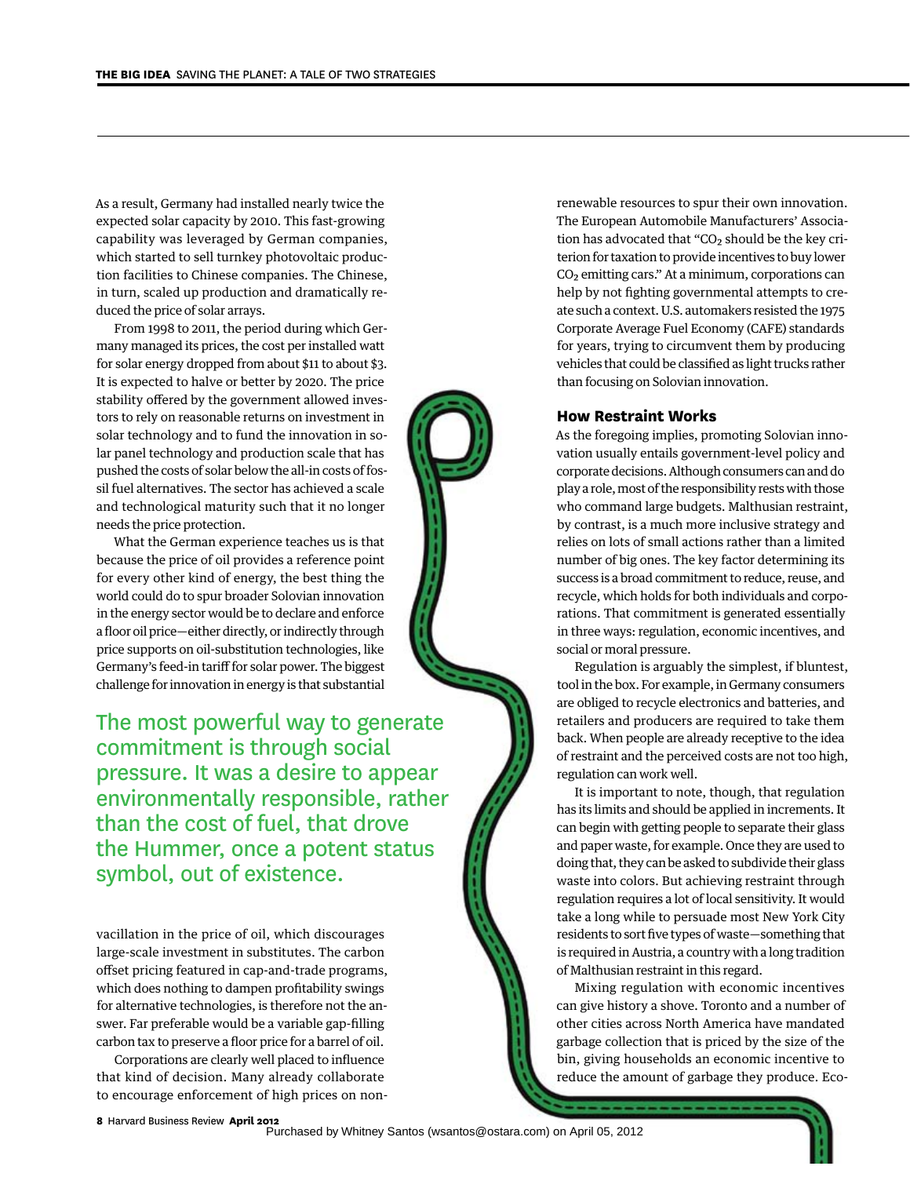As a result, Germany had installed nearly twice the expected solar capacity by 2010. This fast-growing capability was leveraged by German companies, which started to sell turnkey photovoltaic production facilities to Chinese companies. The Chinese, in turn, scaled up production and dramatically reduced the price of solar arrays.

From 1998 to 2011, the period during which Germany managed its prices, the cost per installed watt for solar energy dropped from about $11 to about $3. It is expected to halve or better by 2020. The price stability offered by the government allowed investors to rely on reasonable returns on investment in solar technology and to fund the innovation in solar panel technology and production scale that has pushed the costs of solar below the all-in costs of fossil fuel alternatives. The sector has achieved a scale and technological maturity such that it no longer needs the price protection.

What the German experience teaches us is that because the price of oil provides a reference point for every other kind of energy, the best thing the world could do to spur broader Solovian innovation in the energy sector would be to declare and enforce a floor oil price—either directly, or indirectly through price supports on oil-substitution technologies, like Germany's feed-in tariff for solar power. The biggest challenge for innovation in energy is that substantial vacillation in the price of oil, which discourages large-scale investment in substitutes. The carbon offset pricing featured in cap-and-trade programs, which does nothing to dampen profitability swings for alternative technologies, is therefore not the answer. Far preferable would be a variable gap-filling carbon tax to preserve a floor price for a barrel of oil.

> The most powerful way to generate commitment is through social pressure. It was a desire to appear environmentally responsible, rather than the cost of fuel, that drove the Hummer, once a potent status symbol, out of existence.

Corporations are clearly well placed to influence that kind of decision. Many already collaborate to encourage enforcement of high prices on nonrenewable resources to spur their own innovation. The European Automobile Manufacturers' Association has advocated that "$CO_2$ should be the key criterion for taxation to provide incentives to buy lower $CO_2$ emitting cars." At a minimum, corporations can help by not fighting governmental attempts to create such a context. U.S. automakers resisted the 1975 Corporate Average Fuel Economy (CAFE) standards for years, trying to circumvent them by producing vehicles that could be classified as light trucks rather than focusing on Solovian innovation.

### How Restraint Works

As the foregoing implies, promoting Solovian innovation usually entails government-level policy and corporate decisions. Although consumers can and do play a role, most of the responsibility rests with those who command large budgets. Malthusian restraint, by contrast, is a much more inclusive strategy and relies on lots of small actions rather than a limited number of big ones. The key factor determining its success is a broad commitment to reduce, reuse, and recycle, which holds for both individuals and corporations. That commitment is generated essentially in three ways: regulation, economic incentives, and social or moral pressure.

Regulation is arguably the simplest, if bluntest, tool in the box. For example, in Germany consumers are obliged to recycle electronics and batteries, and retailers and producers are required to take them back. When people are already receptive to the idea of restraint and the perceived costs are not too high, regulation can work well.

It is important to note, though, that regulation has its limits and should be applied in increments. It can begin with getting people to separate their glass and paper waste, for example. Once they are used to doing that, they can be asked to subdivide their glass waste into colors. But achieving restraint through regulation requires a lot of local sensitivity. It would take a long while to persuade most New York City residents to sort five types of waste—something that is required in Austria, a country with a long tradition of Malthusian restraint in this regard.

Mixing regulation with economic incentives can give history a shove. Toronto and a number of other cities across North America have mandated garbage collection that is priced by the size of the bin, giving households an economic incentive to reduce the amount of garbage they produce. Eco-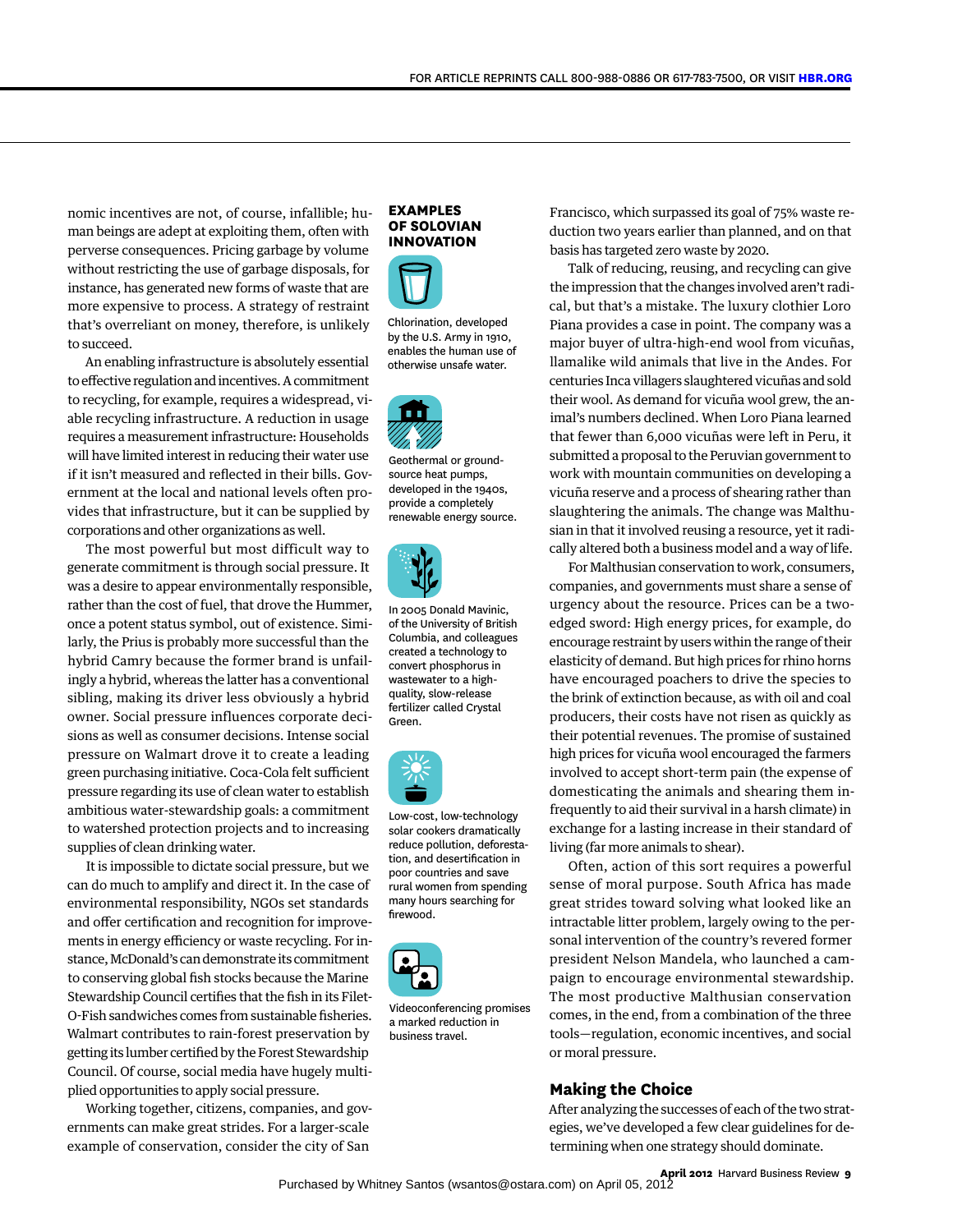nomic incentives are not, of course, infallible; human beings are adept at exploiting them, often with perverse consequences. Pricing garbage by volume without restricting the use of garbage disposals, for instance, has generated new forms of waste that are more expensive to process. A strategy of restraint that's overreliant on money, therefore, is unlikely to succeed.

An enabling infrastructure is absolutely essential to effective regulation and incentives. A commitment to recycling, for example, requires a widespread, viable recycling infrastructure. A reduction in usage requires a measurement infrastructure: Households will have limited interest in reducing their water use if it isn't measured and reflected in their bills. Government at the local and national levels often provides that infrastructure, but it can be supplied by corporations and other organizations as well.

The most powerful but most difficult way to generate commitment is through social pressure. It was a desire to appear environmentally responsible, rather than the cost of fuel, that drove the Hummer, once a potent status symbol, out of existence. Similarly, the Prius is probably more successful than the hybrid Camry because the former brand is unfailingly a hybrid, whereas the latter has a conventional sibling, making its driver less obviously a hybrid owner. Social pressure influences corporate decisions as well as consumer decisions. Intense social pressure on Walmart drove it to create a leading green purchasing initiative. Coca-Cola felt sufficient pressure regarding its use of clean water to establish ambitious water-stewardship goals: a commitment to watershed protection projects and to increasing supplies of clean drinking water.

It is impossible to dictate social pressure, but we can do much to amplify and direct it. In the case of environmental responsibility, NGOs set standards and offer certification and recognition for improvements in energy efficiency or waste recycling. For instance, McDonald's can demonstrate its commitment to conserving global fish stocks because the Marine Stewardship Council certifies that the fish in its Filet-O-Fish sandwiches comes from sustainable fisheries. Walmart contributes to rain-forest preservation by getting its lumber certified by the Forest Stewardship Council. Of course, social media have hugely multiplied opportunities to apply social pressure.

Working together, citizens, companies, and governments can make great strides. For a larger-scale example of conservation, consider the city of San Francisco, which surpassed its goal of 75% waste reduction two years earlier than planned, and on that basis has targeted zero waste by 2020.

Talk of reducing, reusing, and recycling can give the impression that the changes involved aren't radical, but that's a mistake. The luxury clothier Loro Piana provides a case in point. The company was a major buyer of ultra-high-end wool from vicuñas, llamalike wild animals that live in the Andes. For centuries Inca villagers slaughtered vicuñas and sold their wool. As demand for vicuña wool grew, the animal's numbers declined. When Loro Piana learned that fewer than 6,000 vicuñas were left in Peru, it submitted a proposal to the Peruvian government to work with mountain communities on developing a vicuña reserve and a process of shearing rather than slaughtering the animals. The change was Malthusian in that it involved reusing a resource, yet it radically altered both a business model and a way of life.

For Malthusian conservation to work, consumers, companies, and governments must share a sense of urgency about the resource. Prices can be a two-edged sword: High energy prices, for example, do encourage restraint by users within the range of their elasticity of demand. But high prices for rhino horns have encouraged poachers to drive the species to the brink of extinction because, as with oil and coal producers, their costs have not risen as quickly as their potential revenues. The promise of sustained high prices for vicuña wool encouraged the farmers involved to accept short-term pain (the expense of domesticating the animals and shearing them infrequently to aid their survival in a harsh climate) in exchange for a lasting increase in their standard of living (far more animals to shear).

Often, action of this sort requires a powerful sense of moral purpose. South Africa has made great strides toward solving what looked like an intractable litter problem, largely owing to the personal intervention of the country's revered former president Nelson Mandela, who launched a campaign to encourage environmental stewardship. The most productive Malthusian conservation comes, in the end, from a combination of the three tools—regulation, economic incentives, and social or moral pressure.

**EXAMPLES OF SOLOVIAN INNOVATION**

Chlorination, developed by the U.S. Army in 1910, enables the human use of otherwise unsafe water.

Geothermal or ground-source heat pumps, developed in the 1940s, provide a completely renewable energy source.

In 2005 Donald Mavinic, of the University of British Columbia, and colleagues created a technology to convert phosphorus in wastewater to a high-quality, slow-release fertilizer called Crystal Green.

Low-cost, low-technology solar cookers dramatically reduce pollution, deforestation, and desertification in poor countries and save rural women from spending many hours searching for firewood.

Videoconferencing promises a marked reduction in business travel.

## Making the Choice

After analyzing the successes of each of the two strategies, we've developed a few clear guidelines for determining when one strategy should dominate.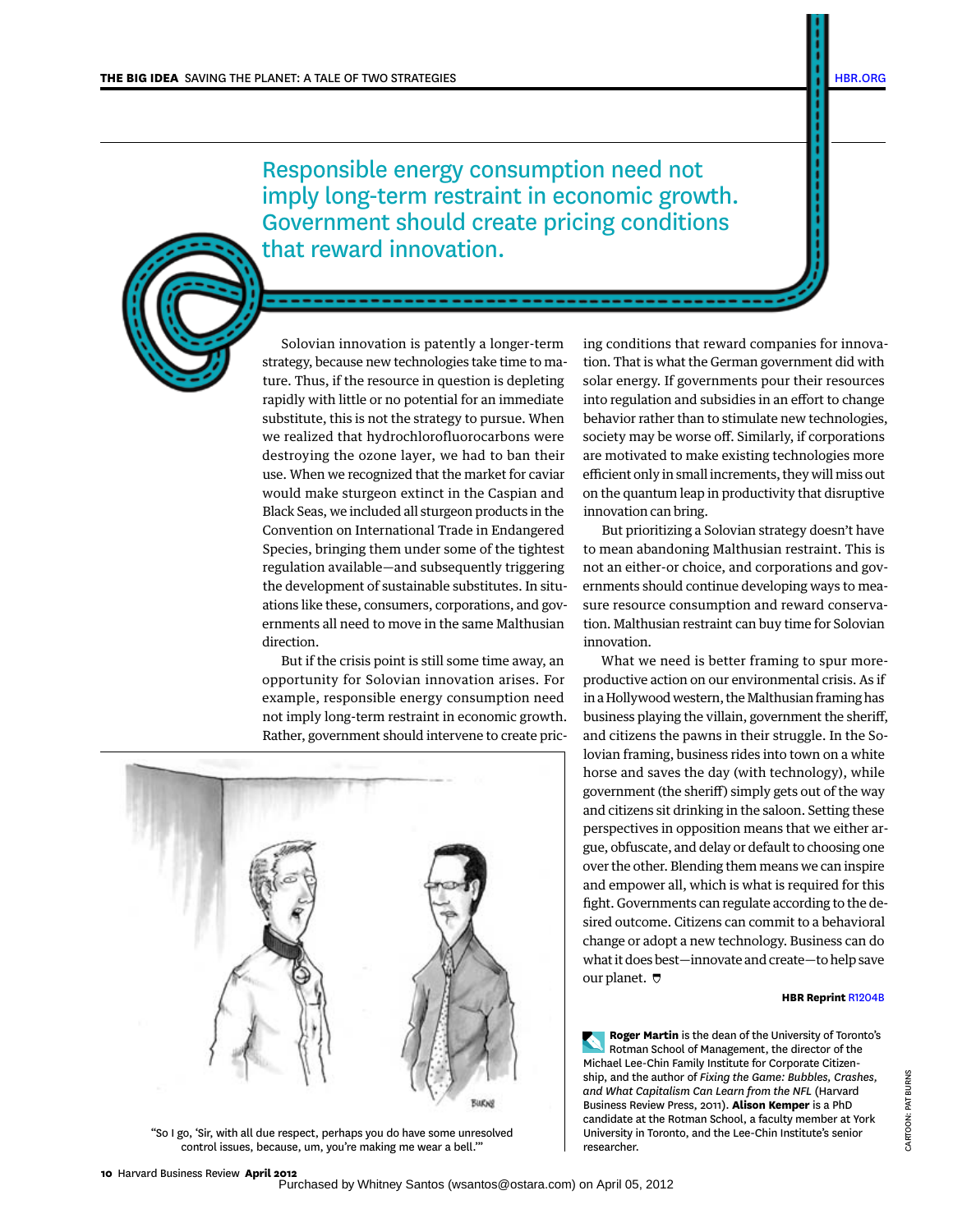Responsible energy consumption need not imply long-term restraint in economic growth. Government should create pricing conditions that reward innovation.

Solovian innovation is patently a longer-term strategy, because new technologies take time to mature. Thus, if the resource in question is depleting rapidly with little or no potential for an immediate substitute, this is not the strategy to pursue. When we realized that hydrochlorofluorocarbons were destroying the ozone layer, we had to ban their use. When we recognized that the market for caviar would make sturgeon extinct in the Caspian and Black Seas, we included all sturgeon products in the Convention on International Trade in Endangered Species, bringing them under some of the tightest regulation available—and subsequently triggering the development of sustainable substitutes. In situations like these, consumers, corporations, and governments all need to move in the same Malthusian direction.

But if the crisis point is still some time away, an opportunity for Solovian innovation arises. For example, responsible energy consumption need not imply long-term restraint in economic growth. Rather, government should intervene to create pricing conditions that reward companies for innovation. That is what the German government did with solar energy. If governments pour their resources into regulation and subsidies in an effort to change behavior rather than to stimulate new technologies, society may be worse off. Similarly, if corporations are motivated to make existing technologies more efficient only in small increments, they will miss out on the quantum leap in productivity that disruptive innovation can bring.

But prioritizing a Solovian strategy doesn't have to mean abandoning Malthusian restraint. This is not an either-or choice, and corporations and governments should continue developing ways to measure resource consumption and reward conservation. Malthusian restraint can buy time for Solovian innovation.

What we need is better framing to spur more-productive action on our environmental crisis. As if in a Hollywood western, the Malthusian framing has business playing the villain, government the sheriff, and citizens the pawns in their struggle. In the Solovian framing, business rides into town on a white horse and saves the day (with technology), while government (the sheriff) simply gets out of the way and citizens sit drinking in the saloon. Setting these perspectives in opposition means that we either argue, obfuscate, and delay or default to choosing one over the other. Blending them means we can inspire and empower all, which is what is required for this fight. Governments can regulate according to the desired outcome. Citizens can commit to a behavioral change or adopt a new technology. Business can do what it does best—innovate and create—to help save our planet.

**HBR Reprint** R1204B

"So I go, 'Sir, with all due respect, perhaps you do have some unresolved control issues, because, um, you're making me wear a bell.'"

CARTOON: PAT BURNS

**Roger Martin** is the dean of the University of Toronto's Rotman School of Management, the director of the Michael Lee-Chin Family Institute for Corporate Citizenship, and the author of *Fixing the Game: Bubbles, Crashes, and What Capitalism Can Learn from the NFL* (Harvard Business Review Press, 2011). **Alison Kemper** is a PhD candidate at the Rotman School, a faculty member at York University in Toronto, and the Lee-Chin Institute's senior researcher.